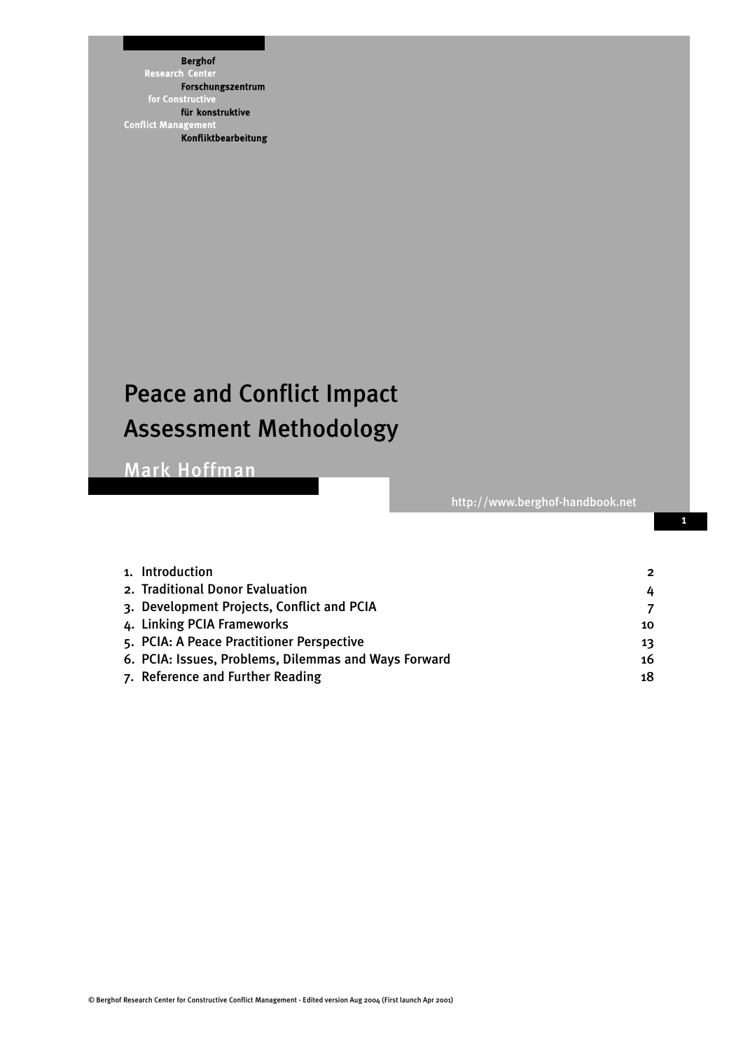Berghof Research Center for Constructive Conflict Management

Berghof Forschungszentrum für konstruktive Konfliktbearbeitung

# Peace and Conflict Impact Assessment Methodology

## Mark Hoffman

http://www.berghof-handbook.net

| | |
|---|---|
| 1. Introduction | 2 |
| 2. Traditional Donor Evaluation | 4 |
| 3. Development Projects, Conflict and PCIA | 7 |
| 4. Linking PCIA Frameworks | 10 |
| 5. PCIA: A Peace Practitioner Perspective | 13 |
| 6. PCIA: Issues, Problems, Dilemmas and Ways Forward | 16 |
| 7. Reference and Further Reading | 18 |

© Berghof Research Center for Constructive Conflict Management - Edited version Aug 2004 (First launch Apr 2001)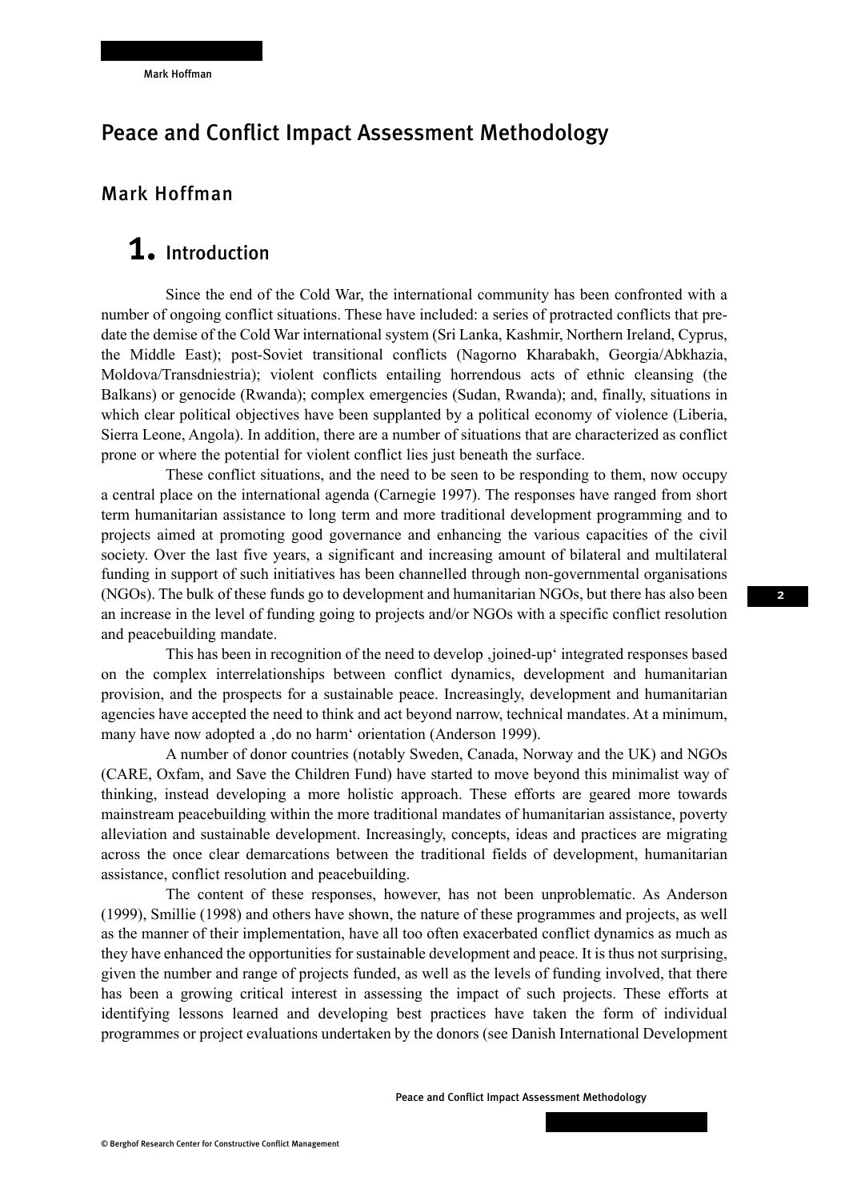# Peace and Conflict Impact Assessment Methodology

## Mark Hoffman

# 1. Introduction

Since the end of the Cold War, the international community has been confronted with a number of ongoing conflict situations. These have included: a series of protracted conflicts that pre-date the demise of the Cold War international system (Sri Lanka, Kashmir, Northern Ireland, Cyprus, the Middle East); post-Soviet transitional conflicts (Nagorno Kharabakh, Georgia/Abkhazia, Moldova/Transdniestria); violent conflicts entailing horrendous acts of ethnic cleansing (the Balkans) or genocide (Rwanda); complex emergencies (Sudan, Rwanda); and, finally, situations in which clear political objectives have been supplanted by a political economy of violence (Liberia, Sierra Leone, Angola). In addition, there are a number of situations that are characterized as conflict prone or where the potential for violent conflict lies just beneath the surface.

These conflict situations, and the need to be seen to be responding to them, now occupy a central place on the international agenda (Carnegie 1997). The responses have ranged from short term humanitarian assistance to long term and more traditional development programming and to projects aimed at promoting good governance and enhancing the various capacities of the civil society. Over the last five years, a significant and increasing amount of bilateral and multilateral funding in support of such initiatives has been channelled through non-governmental organisations (NGOs). The bulk of these funds go to development and humanitarian NGOs, but there has also been an increase in the level of funding going to projects and/or NGOs with a specific conflict resolution and peacebuilding mandate.

This has been in recognition of the need to develop ‚joined-up' integrated responses based on the complex interrelationships between conflict dynamics, development and humanitarian provision, and the prospects for a sustainable peace. Increasingly, development and humanitarian agencies have accepted the need to think and act beyond narrow, technical mandates. At a minimum, many have now adopted a ‚do no harm' orientation (Anderson 1999).

A number of donor countries (notably Sweden, Canada, Norway and the UK) and NGOs (CARE, Oxfam, and Save the Children Fund) have started to move beyond this minimalist way of thinking, instead developing a more holistic approach. These efforts are geared more towards mainstream peacebuilding within the more traditional mandates of humanitarian assistance, poverty alleviation and sustainable development. Increasingly, concepts, ideas and practices are migrating across the once clear demarcations between the traditional fields of development, humanitarian assistance, conflict resolution and peacebuilding.

The content of these responses, however, has not been unproblematic. As Anderson (1999), Smillie (1998) and others have shown, the nature of these programmes and projects, as well as the manner of their implementation, have all too often exacerbated conflict dynamics as much as they have enhanced the opportunities for sustainable development and peace. It is thus not surprising, given the number and range of projects funded, as well as the levels of funding involved, that there has been a growing critical interest in assessing the impact of such projects. These efforts at identifying lessons learned and developing best practices have taken the form of individual programmes or project evaluations undertaken by the donors (see Danish International Development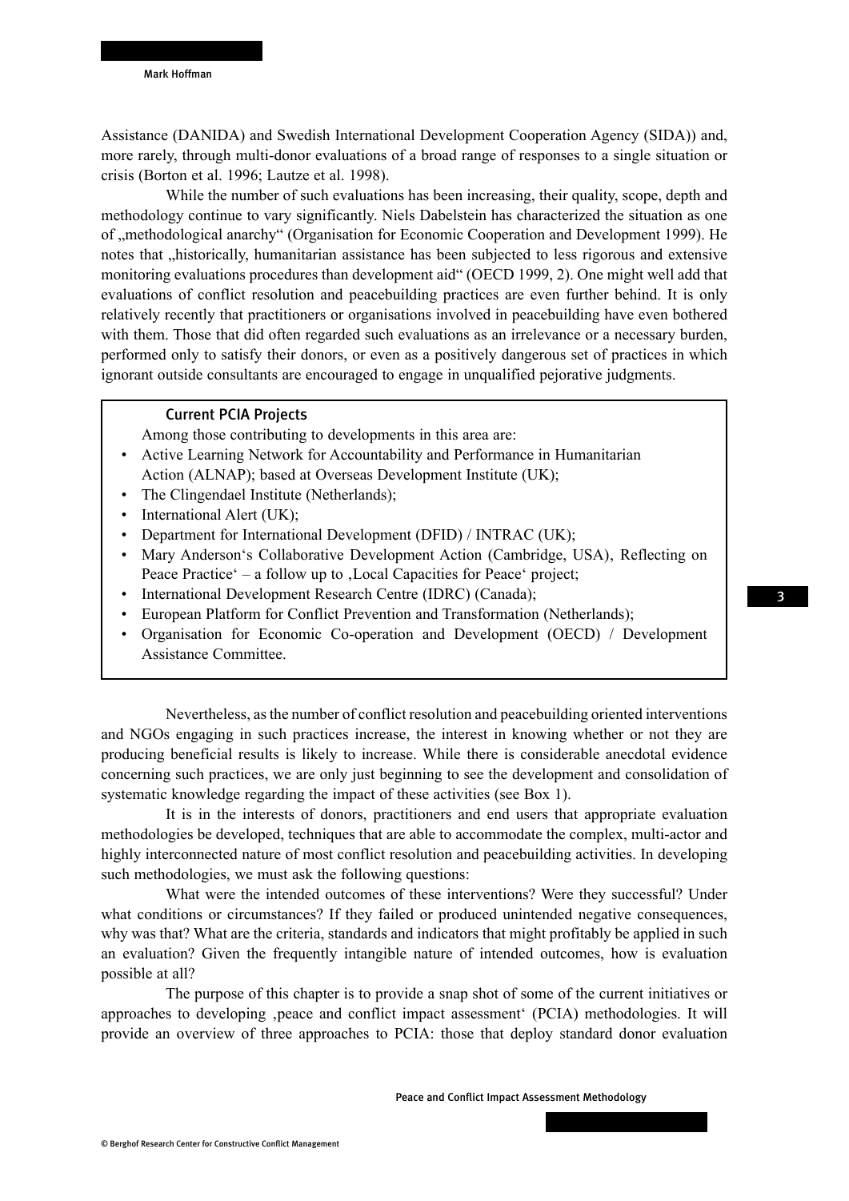Assistance (DANIDA) and Swedish International Development Cooperation Agency (SIDA)) and, more rarely, through multi-donor evaluations of a broad range of responses to a single situation or crisis (Borton et al. 1996; Lautze et al. 1998).

While the number of such evaluations has been increasing, their quality, scope, depth and methodology continue to vary significantly. Niels Dabelstein has characterized the situation as one of „methodological anarchy" (Organisation for Economic Cooperation and Development 1999). He notes that „historically, humanitarian assistance has been subjected to less rigorous and extensive monitoring evaluations procedures than development aid" (OECD 1999, 2). One might well add that evaluations of conflict resolution and peacebuilding practices are even further behind. It is only relatively recently that practitioners or organisations involved in peacebuilding have even bothered with them. Those that did often regarded such evaluations as an irrelevance or a necessary burden, performed only to satisfy their donors, or even as a positively dangerous set of practices in which ignorant outside consultants are encouraged to engage in unqualified pejorative judgments.

### Current PCIA Projects

Among those contributing to developments in this area are:

- Active Learning Network for Accountability and Performance in Humanitarian Action (ALNAP); based at Overseas Development Institute (UK);
- The Clingendael Institute (Netherlands);
- International Alert (UK);
- Department for International Development (DFID) / INTRAC (UK);
- Mary Anderson's Collaborative Development Action (Cambridge, USA), Reflecting on Peace Practice' – a follow up to ‚Local Capacities for Peace' project;
- International Development Research Centre (IDRC) (Canada);
- European Platform for Conflict Prevention and Transformation (Netherlands);
- Organisation for Economic Co-operation and Development (OECD) / Development Assistance Committee.

Nevertheless, as the number of conflict resolution and peacebuilding oriented interventions and NGOs engaging in such practices increase, the interest in knowing whether or not they are producing beneficial results is likely to increase. While there is considerable anecdotal evidence concerning such practices, we are only just beginning to see the development and consolidation of systematic knowledge regarding the impact of these activities (see Box 1).

It is in the interests of donors, practitioners and end users that appropriate evaluation methodologies be developed, techniques that are able to accommodate the complex, multi-actor and highly interconnected nature of most conflict resolution and peacebuilding activities. In developing such methodologies, we must ask the following questions:

What were the intended outcomes of these interventions? Were they successful? Under what conditions or circumstances? If they failed or produced unintended negative consequences, why was that? What are the criteria, standards and indicators that might profitably be applied in such an evaluation? Given the frequently intangible nature of intended outcomes, how is evaluation possible at all?

The purpose of this chapter is to provide a snap shot of some of the current initiatives or approaches to developing ‚peace and conflict impact assessment' (PCIA) methodologies. It will provide an overview of three approaches to PCIA: those that deploy standard donor evaluation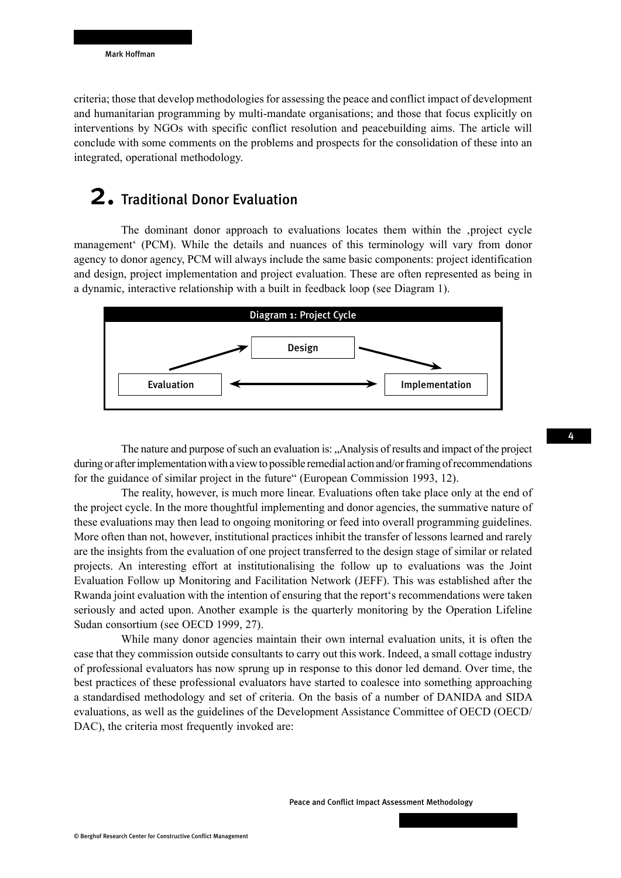criteria; those that develop methodologies for assessing the peace and conflict impact of development and humanitarian programming by multi-mandate organisations; and those that focus explicitly on interventions by NGOs with specific conflict resolution and peacebuilding aims. The article will conclude with some comments on the problems and prospects for the consolidation of these into an integrated, operational methodology.

## 2. Traditional Donor Evaluation

The dominant donor approach to evaluations locates them within the ‚project cycle management' (PCM). While the details and nuances of this terminology will vary from donor agency to donor agency, PCM will always include the same basic components: project identification and design, project implementation and project evaluation. These are often represented as being in a dynamic, interactive relationship with a built in feedback loop (see Diagram 1).

Diagram 1: Project Cycle

Design

Evaluation

Implementation

The nature and purpose of such an evaluation is: „Analysis of results and impact of the project during or after implementation with a view to possible remedial action and/or framing of recommendations for the guidance of similar project in the future" (European Commission 1993, 12).

The reality, however, is much more linear. Evaluations often take place only at the end of the project cycle. In the more thoughtful implementing and donor agencies, the summative nature of these evaluations may then lead to ongoing monitoring or feed into overall programming guidelines. More often than not, however, institutional practices inhibit the transfer of lessons learned and rarely are the insights from the evaluation of one project transferred to the design stage of similar or related projects. An interesting effort at institutionalising the follow up to evaluations was the Joint Evaluation Follow up Monitoring and Facilitation Network (JEFF). This was established after the Rwanda joint evaluation with the intention of ensuring that the report's recommendations were taken seriously and acted upon. Another example is the quarterly monitoring by the Operation Lifeline Sudan consortium (see OECD 1999, 27).

While many donor agencies maintain their own internal evaluation units, it is often the case that they commission outside consultants to carry out this work. Indeed, a small cottage industry of professional evaluators has now sprung up in response to this donor led demand. Over time, the best practices of these professional evaluators have started to coalesce into something approaching a standardised methodology and set of criteria. On the basis of a number of DANIDA and SIDA evaluations, as well as the guidelines of the Development Assistance Committee of OECD (OECD/DAC), the criteria most frequently invoked are: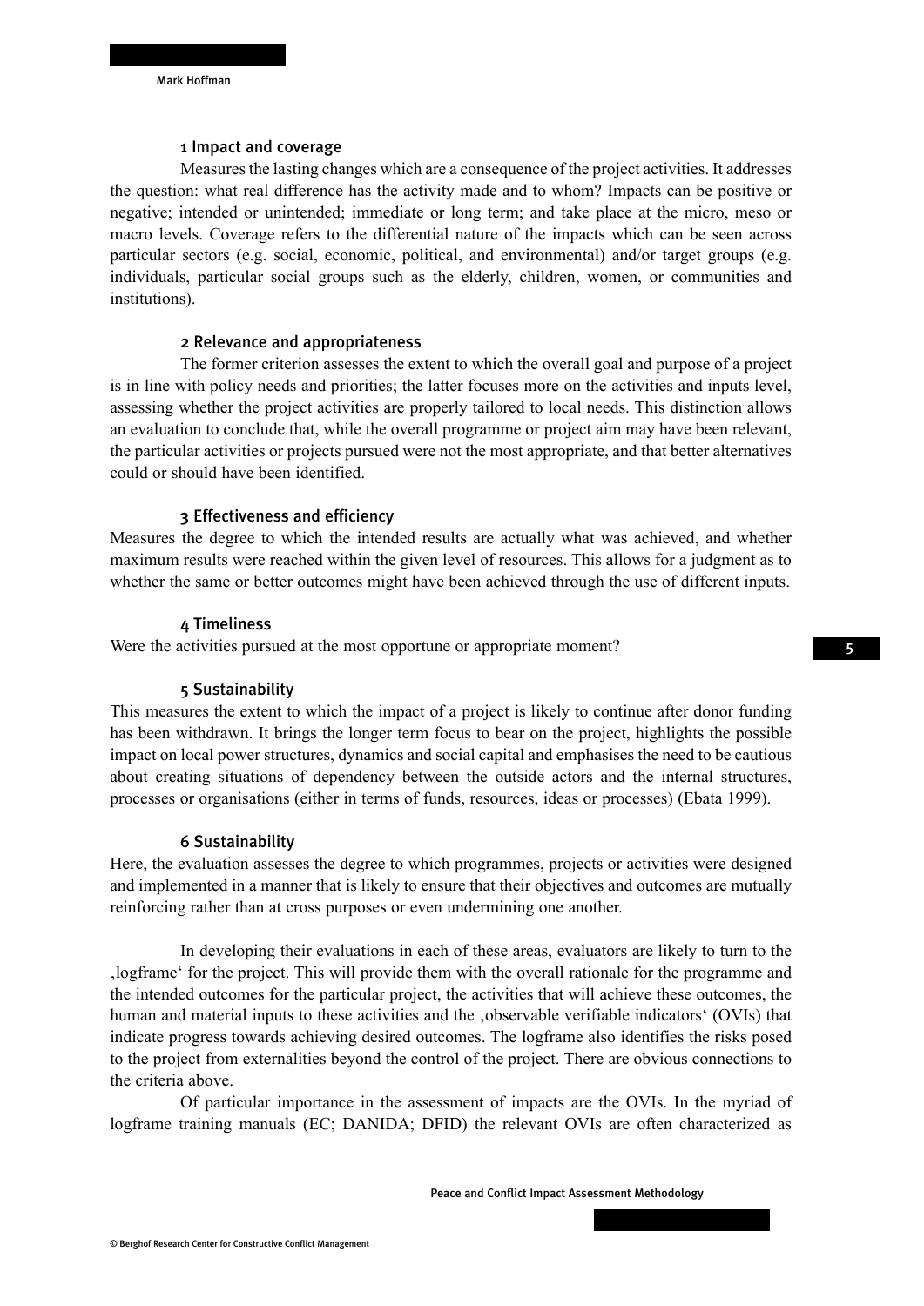### 1 Impact and coverage

Measures the lasting changes which are a consequence of the project activities. It addresses the question: what real difference has the activity made and to whom? Impacts can be positive or negative; intended or unintended; immediate or long term; and take place at the micro, meso or macro levels. Coverage refers to the differential nature of the impacts which can be seen across particular sectors (e.g. social, economic, political, and environmental) and/or target groups (e.g. individuals, particular social groups such as the elderly, children, women, or communities and institutions).

### 2 Relevance and appropriateness

The former criterion assesses the extent to which the overall goal and purpose of a project is in line with policy needs and priorities; the latter focuses more on the activities and inputs level, assessing whether the project activities are properly tailored to local needs. This distinction allows an evaluation to conclude that, while the overall programme or project aim may have been relevant, the particular activities or projects pursued were not the most appropriate, and that better alternatives could or should have been identified.

### 3 Effectiveness and efficiency

Measures the degree to which the intended results are actually what was achieved, and whether maximum results were reached within the given level of resources. This allows for a judgment as to whether the same or better outcomes might have been achieved through the use of different inputs.

### 4 Timeliness

Were the activities pursued at the most opportune or appropriate moment?

### 5 Sustainability

This measures the extent to which the impact of a project is likely to continue after donor funding has been withdrawn. It brings the longer term focus to bear on the project, highlights the possible impact on local power structures, dynamics and social capital and emphasises the need to be cautious about creating situations of dependency between the outside actors and the internal structures, processes or organisations (either in terms of funds, resources, ideas or processes) (Ebata 1999).

### 6 Sustainability

Here, the evaluation assesses the degree to which programmes, projects or activities were designed and implemented in a manner that is likely to ensure that their objectives and outcomes are mutually reinforcing rather than at cross purposes or even undermining one another.

In developing their evaluations in each of these areas, evaluators are likely to turn to the ‚logframe' for the project. This will provide them with the overall rationale for the programme and the intended outcomes for the particular project, the activities that will achieve these outcomes, the human and material inputs to these activities and the ‚observable verifiable indicators' (OVIs) that indicate progress towards achieving desired outcomes. The logframe also identifies the risks posed to the project from externalities beyond the control of the project. There are obvious connections to the criteria above.

Of particular importance in the assessment of impacts are the OVIs. In the myriad of logframe training manuals (EC; DANIDA; DFID) the relevant OVIs are often characterized as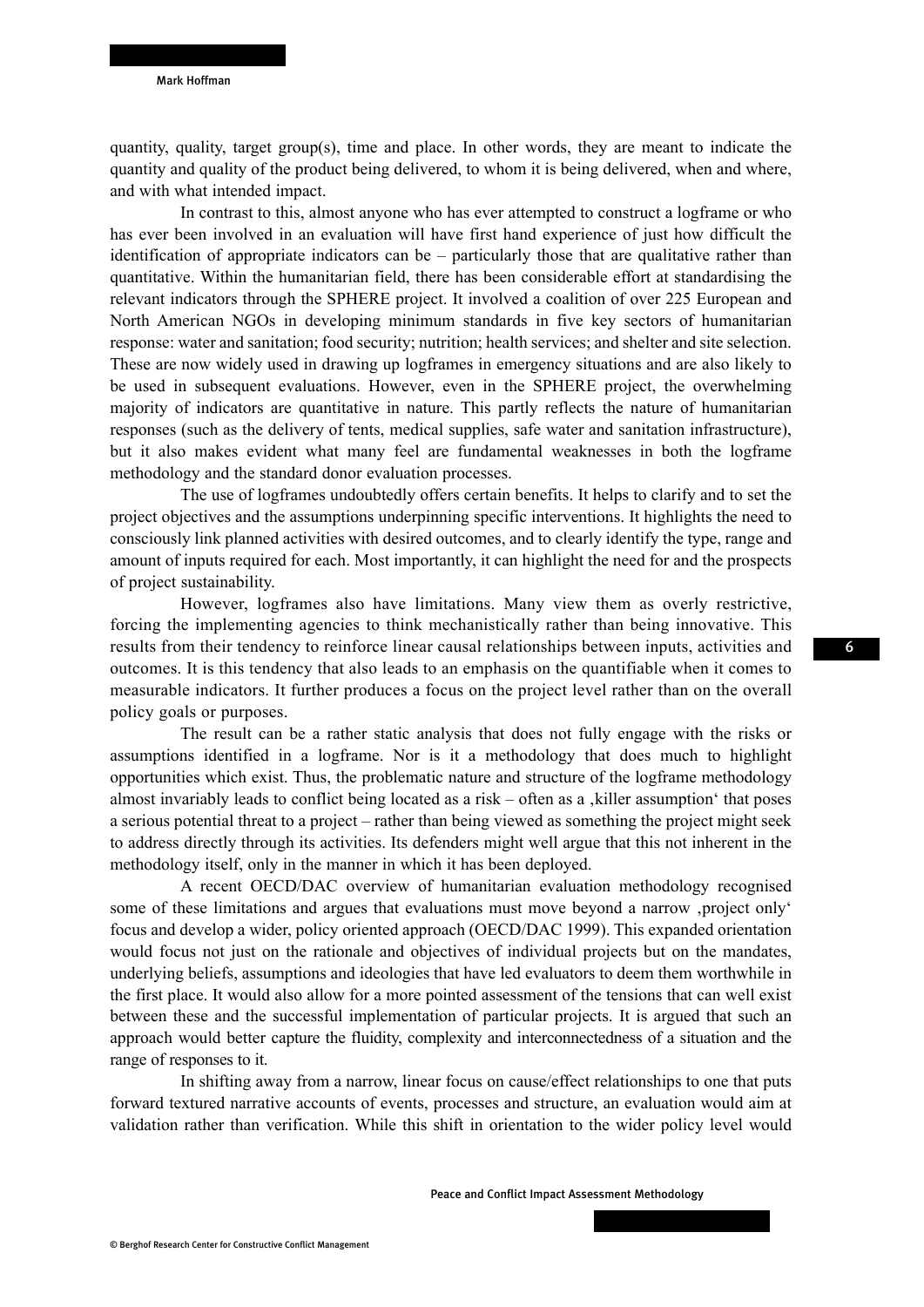quantity, quality, target group(s), time and place. In other words, they are meant to indicate the quantity and quality of the product being delivered, to whom it is being delivered, when and where, and with what intended impact.

In contrast to this, almost anyone who has ever attempted to construct a logframe or who has ever been involved in an evaluation will have first hand experience of just how difficult the identification of appropriate indicators can be – particularly those that are qualitative rather than quantitative. Within the humanitarian field, there has been considerable effort at standardising the relevant indicators through the SPHERE project. It involved a coalition of over 225 European and North American NGOs in developing minimum standards in five key sectors of humanitarian response: water and sanitation; food security; nutrition; health services; and shelter and site selection. These are now widely used in drawing up logframes in emergency situations and are also likely to be used in subsequent evaluations. However, even in the SPHERE project, the overwhelming majority of indicators are quantitative in nature. This partly reflects the nature of humanitarian responses (such as the delivery of tents, medical supplies, safe water and sanitation infrastructure), but it also makes evident what many feel are fundamental weaknesses in both the logframe methodology and the standard donor evaluation processes.

The use of logframes undoubtedly offers certain benefits. It helps to clarify and to set the project objectives and the assumptions underpinning specific interventions. It highlights the need to consciously link planned activities with desired outcomes, and to clearly identify the type, range and amount of inputs required for each. Most importantly, it can highlight the need for and the prospects of project sustainability.

However, logframes also have limitations. Many view them as overly restrictive, forcing the implementing agencies to think mechanistically rather than being innovative. This results from their tendency to reinforce linear causal relationships between inputs, activities and outcomes. It is this tendency that also leads to an emphasis on the quantifiable when it comes to measurable indicators. It further produces a focus on the project level rather than on the overall policy goals or purposes.

The result can be a rather static analysis that does not fully engage with the risks or assumptions identified in a logframe. Nor is it a methodology that does much to highlight opportunities which exist. Thus, the problematic nature and structure of the logframe methodology almost invariably leads to conflict being located as a risk – often as a ‚killer assumption‘ that poses a serious potential threat to a project – rather than being viewed as something the project might seek to address directly through its activities. Its defenders might well argue that this not inherent in the methodology itself, only in the manner in which it has been deployed.

A recent OECD/DAC overview of humanitarian evaluation methodology recognised some of these limitations and argues that evaluations must move beyond a narrow ‚project only‘ focus and develop a wider, policy oriented approach (OECD/DAC 1999). This expanded orientation would focus not just on the rationale and objectives of individual projects but on the mandates, underlying beliefs, assumptions and ideologies that have led evaluators to deem them worthwhile in the first place. It would also allow for a more pointed assessment of the tensions that can well exist between these and the successful implementation of particular projects. It is argued that such an approach would better capture the fluidity, complexity and interconnectedness of a situation and the range of responses to it.

In shifting away from a narrow, linear focus on cause/effect relationships to one that puts forward textured narrative accounts of events, processes and structure, an evaluation would aim at validation rather than verification. While this shift in orientation to the wider policy level would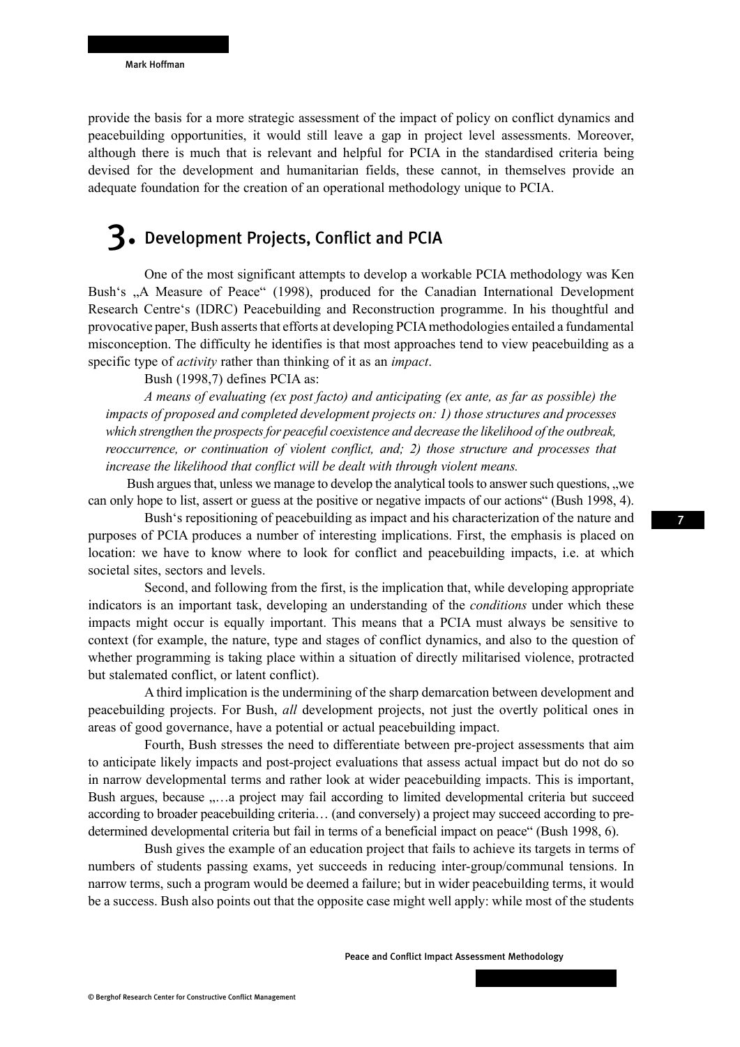provide the basis for a more strategic assessment of the impact of policy on conflict dynamics and peacebuilding opportunities, it would still leave a gap in project level assessments. Moreover, although there is much that is relevant and helpful for PCIA in the standardised criteria being devised for the development and humanitarian fields, these cannot, in themselves provide an adequate foundation for the creation of an operational methodology unique to PCIA.

# 3. Development Projects, Conflict and PCIA

One of the most significant attempts to develop a workable PCIA methodology was Ken Bush's „A Measure of Peace" (1998), produced for the Canadian International Development Research Centre's (IDRC) Peacebuilding and Reconstruction programme. In his thoughtful and provocative paper, Bush asserts that efforts at developing PCIA methodologies entailed a fundamental misconception. The difficulty he identifies is that most approaches tend to view peacebuilding as a specific type of *activity* rather than thinking of it as an *impact*.

Bush (1998,7) defines PCIA as:

*A means of evaluating (ex post facto) and anticipating (ex ante, as far as possible) the impacts of proposed and completed development projects on: 1) those structures and processes which strengthen the prospects for peaceful coexistence and decrease the likelihood of the outbreak, reoccurrence, or continuation of violent conflict, and; 2) those structure and processes that increase the likelihood that conflict will be dealt with through violent means.*

Bush argues that, unless we manage to develop the analytical tools to answer such questions, „we can only hope to list, assert or guess at the positive or negative impacts of our actions" (Bush 1998, 4).

Bush's repositioning of peacebuilding as impact and his characterization of the nature and purposes of PCIA produces a number of interesting implications. First, the emphasis is placed on location: we have to know where to look for conflict and peacebuilding impacts, i.e. at which societal sites, sectors and levels.

Second, and following from the first, is the implication that, while developing appropriate indicators is an important task, developing an understanding of the *conditions* under which these impacts might occur is equally important. This means that a PCIA must always be sensitive to context (for example, the nature, type and stages of conflict dynamics, and also to the question of whether programming is taking place within a situation of directly militarised violence, protracted but stalemated conflict, or latent conflict).

A third implication is the undermining of the sharp demarcation between development and peacebuilding projects. For Bush, *all* development projects, not just the overtly political ones in areas of good governance, have a potential or actual peacebuilding impact.

Fourth, Bush stresses the need to differentiate between pre-project assessments that aim to anticipate likely impacts and post-project evaluations that assess actual impact but do not do so in narrow developmental terms and rather look at wider peacebuilding impacts. This is important, Bush argues, because „…a project may fail according to limited developmental criteria but succeed according to broader peacebuilding criteria… (and conversely) a project may succeed according to pre-determined developmental criteria but fail in terms of a beneficial impact on peace" (Bush 1998, 6).

Bush gives the example of an education project that fails to achieve its targets in terms of numbers of students passing exams, yet succeeds in reducing inter-group/communal tensions. In narrow terms, such a program would be deemed a failure; but in wider peacebuilding terms, it would be a success. Bush also points out that the opposite case might well apply: while most of the students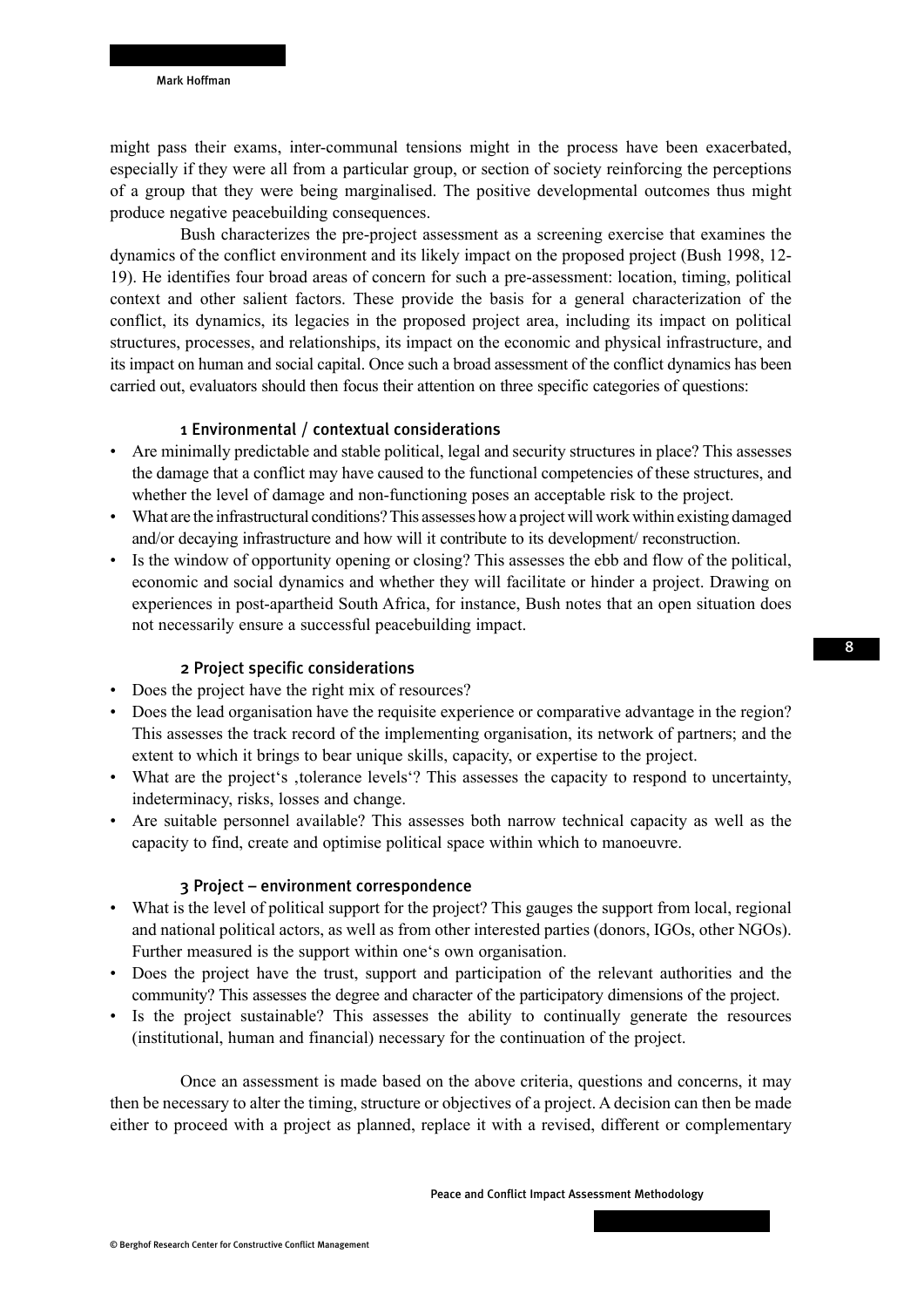might pass their exams, inter-communal tensions might in the process have been exacerbated, especially if they were all from a particular group, or section of society reinforcing the perceptions of a group that they were being marginalised. The positive developmental outcomes thus might produce negative peacebuilding consequences.

Bush characterizes the pre-project assessment as a screening exercise that examines the dynamics of the conflict environment and its likely impact on the proposed project (Bush 1998, 12-19). He identifies four broad areas of concern for such a pre-assessment: location, timing, political context and other salient factors. These provide the basis for a general characterization of the conflict, its dynamics, its legacies in the proposed project area, including its impact on political structures, processes, and relationships, its impact on the economic and physical infrastructure, and its impact on human and social capital. Once such a broad assessment of the conflict dynamics has been carried out, evaluators should then focus their attention on three specific categories of questions:

#### 1 Environmental / contextual considerations

- Are minimally predictable and stable political, legal and security structures in place? This assesses the damage that a conflict may have caused to the functional competencies of these structures, and whether the level of damage and non-functioning poses an acceptable risk to the project.
- What are the infrastructural conditions? This assesses how a project will work within existing damaged and/or decaying infrastructure and how will it contribute to its development/ reconstruction.
- Is the window of opportunity opening or closing? This assesses the ebb and flow of the political, economic and social dynamics and whether they will facilitate or hinder a project. Drawing on experiences in post-apartheid South Africa, for instance, Bush notes that an open situation does not necessarily ensure a successful peacebuilding impact.

#### 2 Project specific considerations

- Does the project have the right mix of resources?
- Does the lead organisation have the requisite experience or comparative advantage in the region? This assesses the track record of the implementing organisation, its network of partners; and the extent to which it brings to bear unique skills, capacity, or expertise to the project.
- What are the project's ‚tolerance levels'? This assesses the capacity to respond to uncertainty, indeterminacy, risks, losses and change.
- Are suitable personnel available? This assesses both narrow technical capacity as well as the capacity to find, create and optimise political space within which to manoeuvre.

#### 3 Project – environment correspondence

- What is the level of political support for the project? This gauges the support from local, regional and national political actors, as well as from other interested parties (donors, IGOs, other NGOs). Further measured is the support within one's own organisation.
- Does the project have the trust, support and participation of the relevant authorities and the community? This assesses the degree and character of the participatory dimensions of the project.
- Is the project sustainable? This assesses the ability to continually generate the resources (institutional, human and financial) necessary for the continuation of the project.

Once an assessment is made based on the above criteria, questions and concerns, it may then be necessary to alter the timing, structure or objectives of a project. A decision can then be made either to proceed with a project as planned, replace it with a revised, different or complementary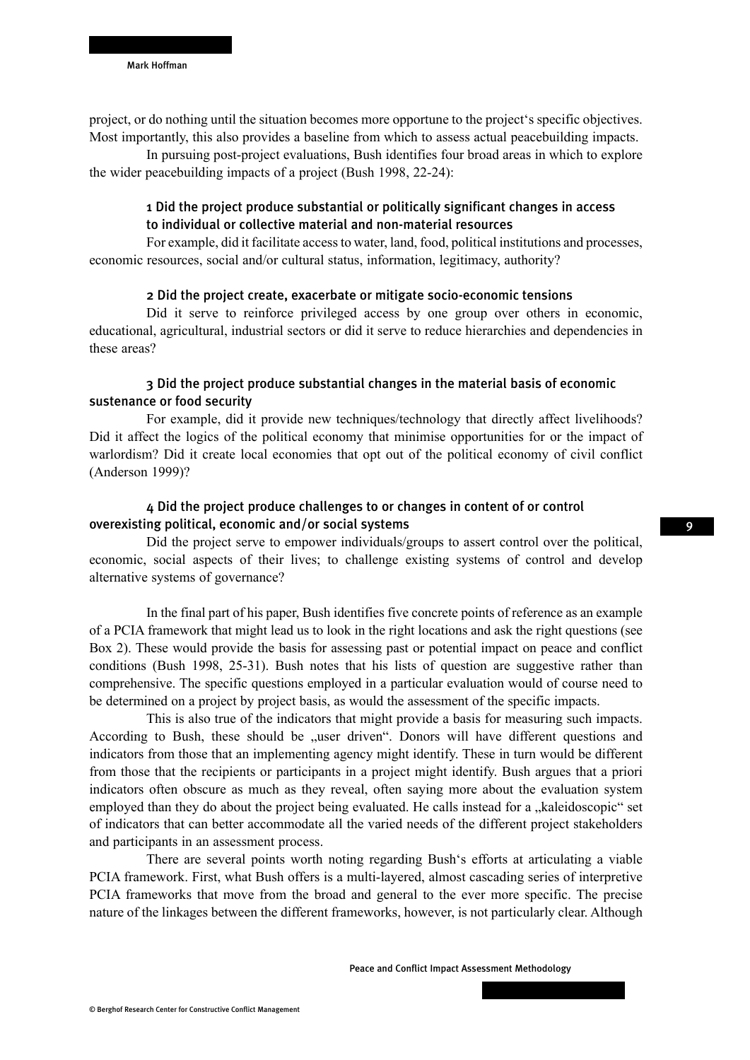project, or do nothing until the situation becomes more opportune to the project's specific objectives. Most importantly, this also provides a baseline from which to assess actual peacebuilding impacts.

In pursuing post-project evaluations, Bush identifies four broad areas in which to explore the wider peacebuilding impacts of a project (Bush 1998, 22-24):

#### 1 Did the project produce substantial or politically significant changes in access to individual or collective material and non-material resources

For example, did it facilitate access to water, land, food, political institutions and processes, economic resources, social and/or cultural status, information, legitimacy, authority?

#### 2 Did the project create, exacerbate or mitigate socio-economic tensions

Did it serve to reinforce privileged access by one group over others in economic, educational, agricultural, industrial sectors or did it serve to reduce hierarchies and dependencies in these areas?

#### 3 Did the project produce substantial changes in the material basis of economic sustenance or food security

For example, did it provide new techniques/technology that directly affect livelihoods? Did it affect the logics of the political economy that minimise opportunities for or the impact of warlordism? Did it create local economies that opt out of the political economy of civil conflict (Anderson 1999)?

#### 4 Did the project produce challenges to or changes in content of or control overexisting political, economic and/or social systems

Did the project serve to empower individuals/groups to assert control over the political, economic, social aspects of their lives; to challenge existing systems of control and develop alternative systems of governance?

In the final part of his paper, Bush identifies five concrete points of reference as an example of a PCIA framework that might lead us to look in the right locations and ask the right questions (see Box 2). These would provide the basis for assessing past or potential impact on peace and conflict conditions (Bush 1998, 25-31). Bush notes that his lists of question are suggestive rather than comprehensive. The specific questions employed in a particular evaluation would of course need to be determined on a project by project basis, as would the assessment of the specific impacts.

This is also true of the indicators that might provide a basis for measuring such impacts. According to Bush, these should be „user driven". Donors will have different questions and indicators from those that an implementing agency might identify. These in turn would be different from those that the recipients or participants in a project might identify. Bush argues that a priori indicators often obscure as much as they reveal, often saying more about the evaluation system employed than they do about the project being evaluated. He calls instead for a „kaleidoscopic" set of indicators that can better accommodate all the varied needs of the different project stakeholders and participants in an assessment process.

There are several points worth noting regarding Bush's efforts at articulating a viable PCIA framework. First, what Bush offers is a multi-layered, almost cascading series of interpretive PCIA frameworks that move from the broad and general to the ever more specific. The precise nature of the linkages between the different frameworks, however, is not particularly clear. Although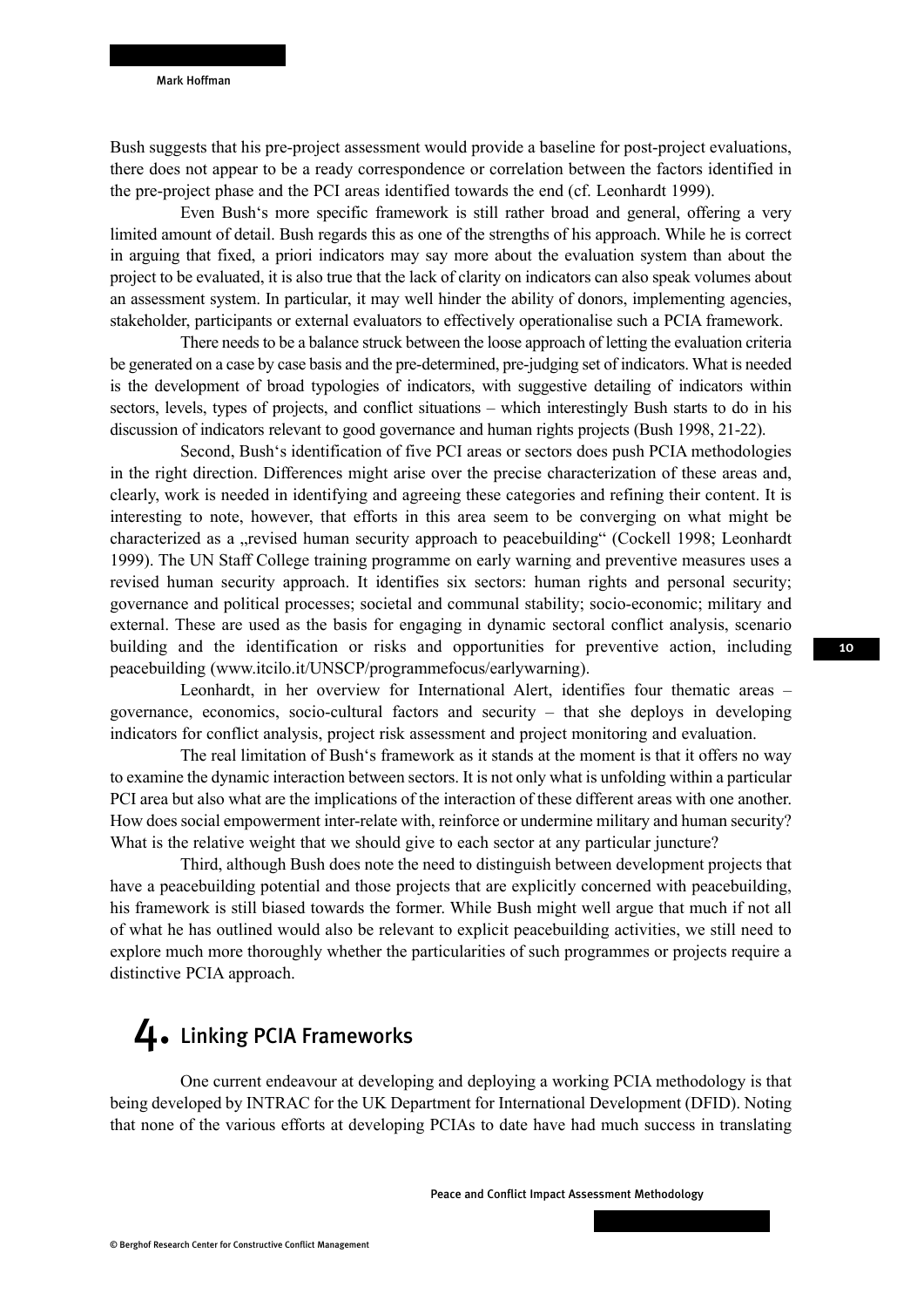Bush suggests that his pre-project assessment would provide a baseline for post-project evaluations, there does not appear to be a ready correspondence or correlation between the factors identified in the pre-project phase and the PCI areas identified towards the end (cf. Leonhardt 1999).

Even Bush's more specific framework is still rather broad and general, offering a very limited amount of detail. Bush regards this as one of the strengths of his approach. While he is correct in arguing that fixed, a priori indicators may say more about the evaluation system than about the project to be evaluated, it is also true that the lack of clarity on indicators can also speak volumes about an assessment system. In particular, it may well hinder the ability of donors, implementing agencies, stakeholder, participants or external evaluators to effectively operationalise such a PCIA framework.

There needs to be a balance struck between the loose approach of letting the evaluation criteria be generated on a case by case basis and the pre-determined, pre-judging set of indicators. What is needed is the development of broad typologies of indicators, with suggestive detailing of indicators within sectors, levels, types of projects, and conflict situations – which interestingly Bush starts to do in his discussion of indicators relevant to good governance and human rights projects (Bush 1998, 21-22).

Second, Bush's identification of five PCI areas or sectors does push PCIA methodologies in the right direction. Differences might arise over the precise characterization of these areas and, clearly, work is needed in identifying and agreeing these categories and refining their content. It is interesting to note, however, that efforts in this area seem to be converging on what might be characterized as a „revised human security approach to peacebuilding" (Cockell 1998; Leonhardt 1999). The UN Staff College training programme on early warning and preventive measures uses a revised human security approach. It identifies six sectors: human rights and personal security; governance and political processes; societal and communal stability; socio-economic; military and external. These are used as the basis for engaging in dynamic sectoral conflict analysis, scenario building and the identification or risks and opportunities for preventive action, including peacebuilding (www.itcilo.it/UNSCP/programmefocus/earlywarning).

Leonhardt, in her overview for International Alert, identifies four thematic areas – governance, economics, socio-cultural factors and security – that she deploys in developing indicators for conflict analysis, project risk assessment and project monitoring and evaluation.

The real limitation of Bush's framework as it stands at the moment is that it offers no way to examine the dynamic interaction between sectors. It is not only what is unfolding within a particular PCI area but also what are the implications of the interaction of these different areas with one another. How does social empowerment inter-relate with, reinforce or undermine military and human security? What is the relative weight that we should give to each sector at any particular juncture?

Third, although Bush does note the need to distinguish between development projects that have a peacebuilding potential and those projects that are explicitly concerned with peacebuilding, his framework is still biased towards the former. While Bush might well argue that much if not all of what he has outlined would also be relevant to explicit peacebuilding activities, we still need to explore much more thoroughly whether the particularities of such programmes or projects require a distinctive PCIA approach.

# 4. Linking PCIA Frameworks

One current endeavour at developing and deploying a working PCIA methodology is that being developed by INTRAC for the UK Department for International Development (DFID). Noting that none of the various efforts at developing PCIAs to date have had much success in translating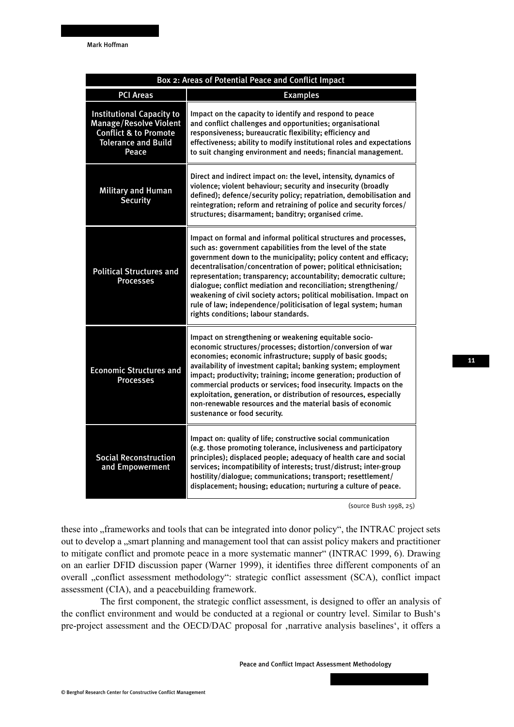| Box 2: Areas of Potential Peace and Conflict Impact | |
|---|---|
| **PCI Areas** | **Examples** |
| **Institutional Capacity to Manage/Resolve Violent Conflict & to Promote Tolerance and Build Peace** | Impact on the capacity to identify and respond to peace and conflict challenges and opportunities; organisational responsiveness; bureaucratic flexibility; efficiency and effectiveness; ability to modify institutional roles and expectations to suit changing environment and needs; financial management. |
| **Military and Human Security** | Direct and indirect impact on: the level, intensity, dynamics of violence; violent behaviour; security and insecurity (broadly defined); defence/security policy; repatriation, demobilisation and reintegration; reform and retraining of police and security forces/structures; disarmament; banditry; organised crime. |
| **Political Structures and Processes** | Impact on formal and informal political structures and processes, such as: government capabilities from the level of the state government down to the municipality; policy content and efficacy; decentralisation/concentration of power; political ethnicisation; representation; transparency; accountability; democratic culture; dialogue; conflict mediation and reconciliation; strengthening/weakening of civil society actors; political mobilisation. Impact on rule of law; independence/politicisation of legal system; human rights conditions; labour standards. |
| **Economic Structures and Processes** | Impact on strengthening or weakening equitable socio-economic structures/processes; distortion/conversion of war economies; economic infrastructure; supply of basic goods; availability of investment capital; banking system; employment impact; productivity; training; income generation; production of commercial products or services; food insecurity. Impacts on the exploitation, generation, or distribution of resources, especially non-renewable resources and the material basis of economic sustenance or food security. |
| **Social Reconstruction and Empowerment** | Impact on: quality of life; constructive social communication (e.g. those promoting tolerance, inclusiveness and participatory principles); displaced people; adequacy of health care and social services; incompatibility of interests; trust/distrust; inter-group hostility/dialogue; communications; transport; resettlement/displacement; housing; education; nurturing a culture of peace. |

(source Bush 1998, 25)

these into „frameworks and tools that can be integrated into donor policy", the INTRAC project sets out to develop a „smart planning and management tool that can assist policy makers and practitioner to mitigate conflict and promote peace in a more systematic manner" (INTRAC 1999, 6). Drawing on an earlier DFID discussion paper (Warner 1999), it identifies three different components of an overall „conflict assessment methodology": strategic conflict assessment (SCA), conflict impact assessment (CIA), and a peacebuilding framework.

The first component, the strategic conflict assessment, is designed to offer an analysis of the conflict environment and would be conducted at a regional or country level. Similar to Bush's pre-project assessment and the OECD/DAC proposal for ‚narrative analysis baselines', it offers a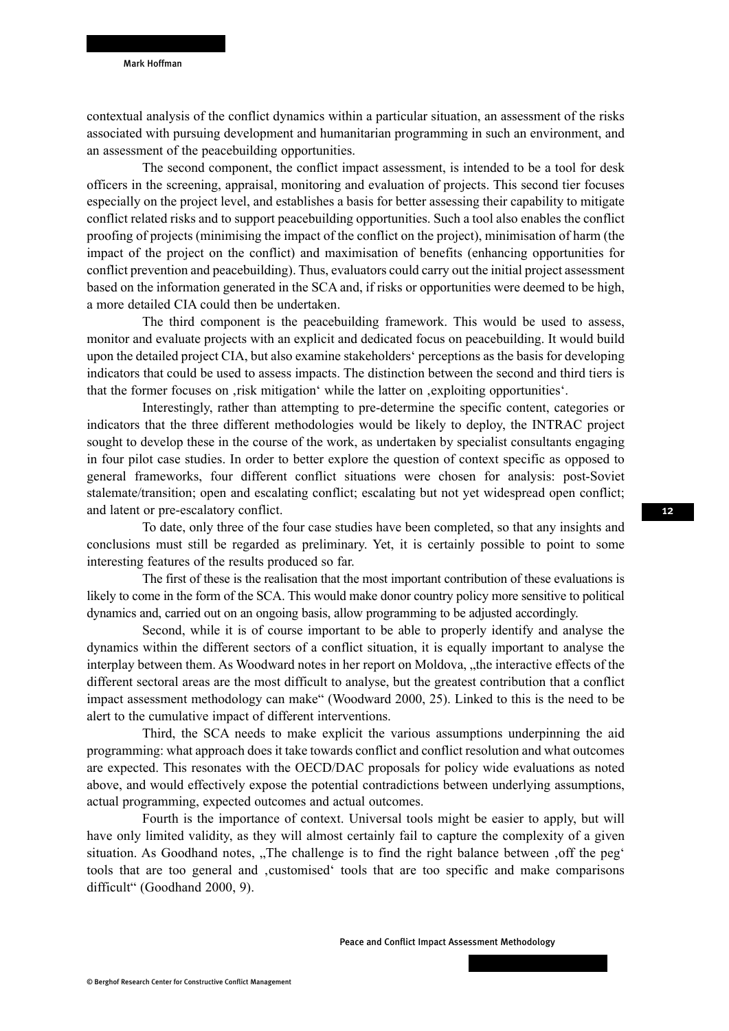contextual analysis of the conflict dynamics within a particular situation, an assessment of the risks associated with pursuing development and humanitarian programming in such an environment, and an assessment of the peacebuilding opportunities.

The second component, the conflict impact assessment, is intended to be a tool for desk officers in the screening, appraisal, monitoring and evaluation of projects. This second tier focuses especially on the project level, and establishes a basis for better assessing their capability to mitigate conflict related risks and to support peacebuilding opportunities. Such a tool also enables the conflict proofing of projects (minimising the impact of the conflict on the project), minimisation of harm (the impact of the project on the conflict) and maximisation of benefits (enhancing opportunities for conflict prevention and peacebuilding). Thus, evaluators could carry out the initial project assessment based on the information generated in the SCA and, if risks or opportunities were deemed to be high, a more detailed CIA could then be undertaken.

The third component is the peacebuilding framework. This would be used to assess, monitor and evaluate projects with an explicit and dedicated focus on peacebuilding. It would build upon the detailed project CIA, but also examine stakeholders' perceptions as the basis for developing indicators that could be used to assess impacts. The distinction between the second and third tiers is that the former focuses on ‚risk mitigation' while the latter on ‚exploiting opportunities'.

Interestingly, rather than attempting to pre-determine the specific content, categories or indicators that the three different methodologies would be likely to deploy, the INTRAC project sought to develop these in the course of the work, as undertaken by specialist consultants engaging in four pilot case studies. In order to better explore the question of context specific as opposed to general frameworks, four different conflict situations were chosen for analysis: post-Soviet stalemate/transition; open and escalating conflict; escalating but not yet widespread open conflict; and latent or pre-escalatory conflict.

To date, only three of the four case studies have been completed, so that any insights and conclusions must still be regarded as preliminary. Yet, it is certainly possible to point to some interesting features of the results produced so far.

The first of these is the realisation that the most important contribution of these evaluations is likely to come in the form of the SCA. This would make donor country policy more sensitive to political dynamics and, carried out on an ongoing basis, allow programming to be adjusted accordingly.

Second, while it is of course important to be able to properly identify and analyse the dynamics within the different sectors of a conflict situation, it is equally important to analyse the interplay between them. As Woodward notes in her report on Moldova, „the interactive effects of the different sectoral areas are the most difficult to analyse, but the greatest contribution that a conflict impact assessment methodology can make" (Woodward 2000, 25). Linked to this is the need to be alert to the cumulative impact of different interventions.

Third, the SCA needs to make explicit the various assumptions underpinning the aid programming: what approach does it take towards conflict and conflict resolution and what outcomes are expected. This resonates with the OECD/DAC proposals for policy wide evaluations as noted above, and would effectively expose the potential contradictions between underlying assumptions, actual programming, expected outcomes and actual outcomes.

Fourth is the importance of context. Universal tools might be easier to apply, but will have only limited validity, as they will almost certainly fail to capture the complexity of a given situation. As Goodhand notes, „The challenge is to find the right balance between ‚off the peg' tools that are too general and ‚customised' tools that are too specific and make comparisons difficult" (Goodhand 2000, 9).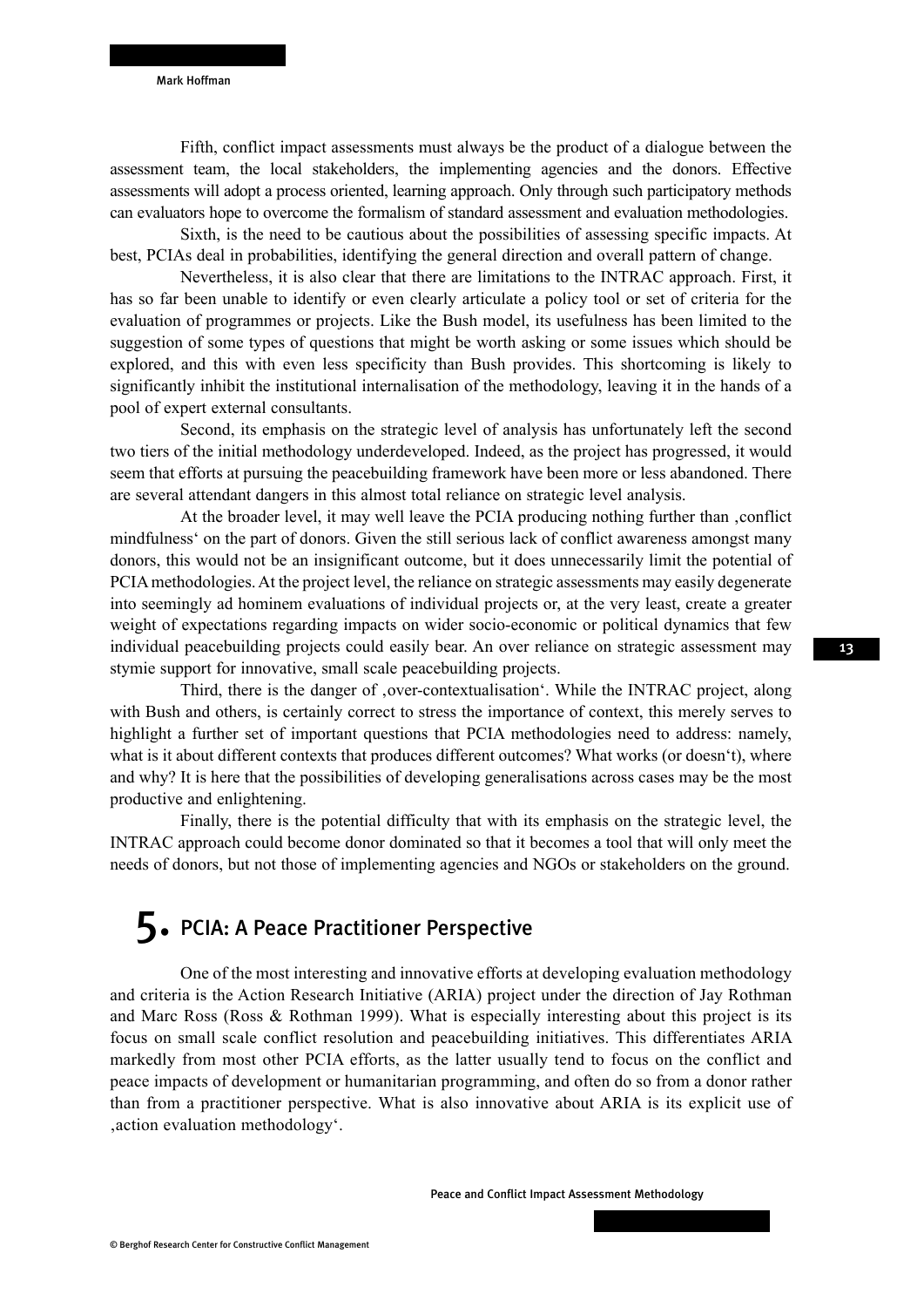Fifth, conflict impact assessments must always be the product of a dialogue between the assessment team, the local stakeholders, the implementing agencies and the donors. Effective assessments will adopt a process oriented, learning approach. Only through such participatory methods can evaluators hope to overcome the formalism of standard assessment and evaluation methodologies.

Sixth, is the need to be cautious about the possibilities of assessing specific impacts. At best, PCIAs deal in probabilities, identifying the general direction and overall pattern of change.

Nevertheless, it is also clear that there are limitations to the INTRAC approach. First, it has so far been unable to identify or even clearly articulate a policy tool or set of criteria for the evaluation of programmes or projects. Like the Bush model, its usefulness has been limited to the suggestion of some types of questions that might be worth asking or some issues which should be explored, and this with even less specificity than Bush provides. This shortcoming is likely to significantly inhibit the institutional internalisation of the methodology, leaving it in the hands of a pool of expert external consultants.

Second, its emphasis on the strategic level of analysis has unfortunately left the second two tiers of the initial methodology underdeveloped. Indeed, as the project has progressed, it would seem that efforts at pursuing the peacebuilding framework have been more or less abandoned. There are several attendant dangers in this almost total reliance on strategic level analysis.

At the broader level, it may well leave the PCIA producing nothing further than ‚conflict mindfulness' on the part of donors. Given the still serious lack of conflict awareness amongst many donors, this would not be an insignificant outcome, but it does unnecessarily limit the potential of PCIA methodologies. At the project level, the reliance on strategic assessments may easily degenerate into seemingly ad hominem evaluations of individual projects or, at the very least, create a greater weight of expectations regarding impacts on wider socio-economic or political dynamics that few individual peacebuilding projects could easily bear. An over reliance on strategic assessment may stymie support for innovative, small scale peacebuilding projects.

Third, there is the danger of ‚over-contextualisation'. While the INTRAC project, along with Bush and others, is certainly correct to stress the importance of context, this merely serves to highlight a further set of important questions that PCIA methodologies need to address: namely, what is it about different contexts that produces different outcomes? What works (or doesn't), where and why? It is here that the possibilities of developing generalisations across cases may be the most productive and enlightening.

Finally, there is the potential difficulty that with its emphasis on the strategic level, the INTRAC approach could become donor dominated so that it becomes a tool that will only meet the needs of donors, but not those of implementing agencies and NGOs or stakeholders on the ground.

# 5. PCIA: A Peace Practitioner Perspective

One of the most interesting and innovative efforts at developing evaluation methodology and criteria is the Action Research Initiative (ARIA) project under the direction of Jay Rothman and Marc Ross (Ross & Rothman 1999). What is especially interesting about this project is its focus on small scale conflict resolution and peacebuilding initiatives. This differentiates ARIA markedly from most other PCIA efforts, as the latter usually tend to focus on the conflict and peace impacts of development or humanitarian programming, and often do so from a donor rather than from a practitioner perspective. What is also innovative about ARIA is its explicit use of ‚action evaluation methodology'.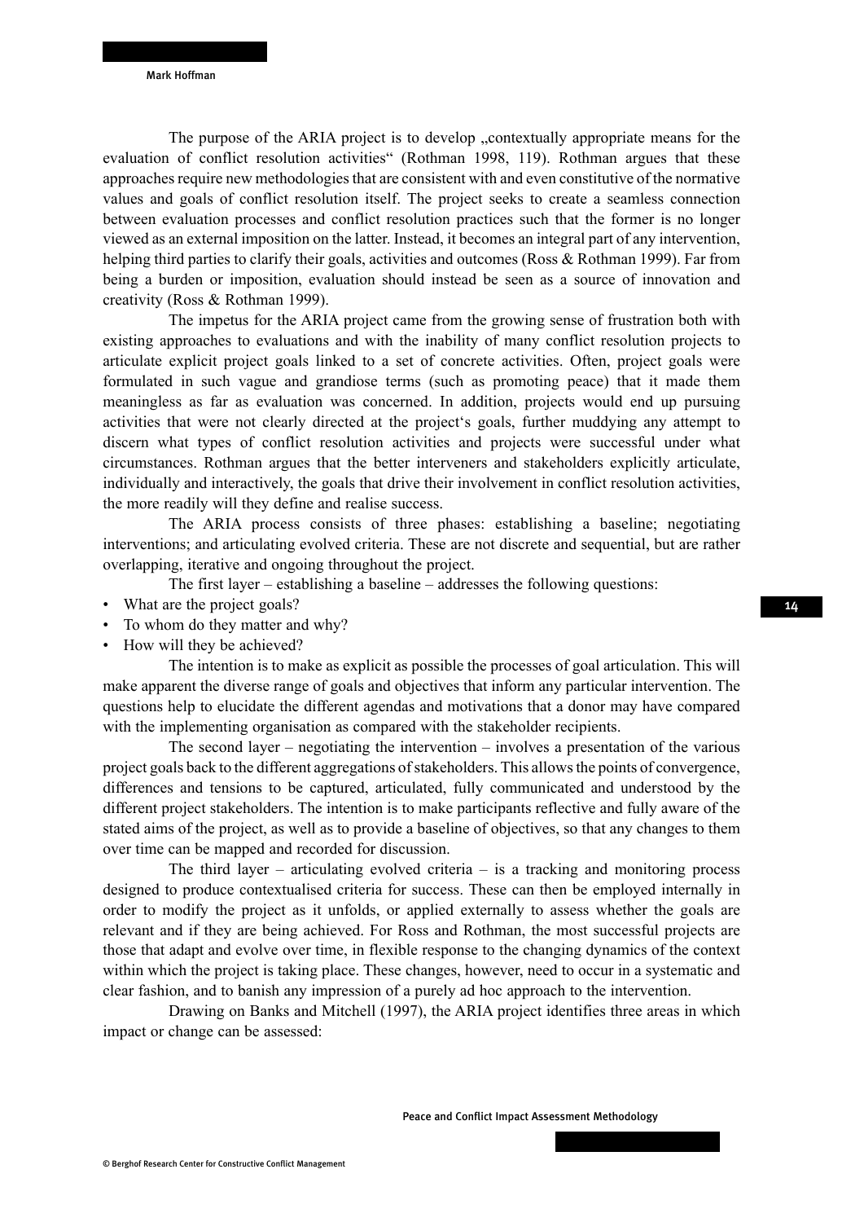The purpose of the ARIA project is to develop „contextually appropriate means for the evaluation of conflict resolution activities" (Rothman 1998, 119). Rothman argues that these approaches require new methodologies that are consistent with and even constitutive of the normative values and goals of conflict resolution itself. The project seeks to create a seamless connection between evaluation processes and conflict resolution practices such that the former is no longer viewed as an external imposition on the latter. Instead, it becomes an integral part of any intervention, helping third parties to clarify their goals, activities and outcomes (Ross & Rothman 1999). Far from being a burden or imposition, evaluation should instead be seen as a source of innovation and creativity (Ross & Rothman 1999).

The impetus for the ARIA project came from the growing sense of frustration both with existing approaches to evaluations and with the inability of many conflict resolution projects to articulate explicit project goals linked to a set of concrete activities. Often, project goals were formulated in such vague and grandiose terms (such as promoting peace) that it made them meaningless as far as evaluation was concerned. In addition, projects would end up pursuing activities that were not clearly directed at the project's goals, further muddying any attempt to discern what types of conflict resolution activities and projects were successful under what circumstances. Rothman argues that the better interveners and stakeholders explicitly articulate, individually and interactively, the goals that drive their involvement in conflict resolution activities, the more readily will they define and realise success.

The ARIA process consists of three phases: establishing a baseline; negotiating interventions; and articulating evolved criteria. These are not discrete and sequential, but are rather overlapping, iterative and ongoing throughout the project.

The first layer – establishing a baseline – addresses the following questions:

- What are the project goals?
- To whom do they matter and why?
- How will they be achieved?

The intention is to make as explicit as possible the processes of goal articulation. This will make apparent the diverse range of goals and objectives that inform any particular intervention. The questions help to elucidate the different agendas and motivations that a donor may have compared with the implementing organisation as compared with the stakeholder recipients.

The second layer – negotiating the intervention – involves a presentation of the various project goals back to the different aggregations of stakeholders. This allows the points of convergence, differences and tensions to be captured, articulated, fully communicated and understood by the different project stakeholders. The intention is to make participants reflective and fully aware of the stated aims of the project, as well as to provide a baseline of objectives, so that any changes to them over time can be mapped and recorded for discussion.

The third layer – articulating evolved criteria – is a tracking and monitoring process designed to produce contextualised criteria for success. These can then be employed internally in order to modify the project as it unfolds, or applied externally to assess whether the goals are relevant and if they are being achieved. For Ross and Rothman, the most successful projects are those that adapt and evolve over time, in flexible response to the changing dynamics of the context within which the project is taking place. These changes, however, need to occur in a systematic and clear fashion, and to banish any impression of a purely ad hoc approach to the intervention.

Drawing on Banks and Mitchell (1997), the ARIA project identifies three areas in which impact or change can be assessed: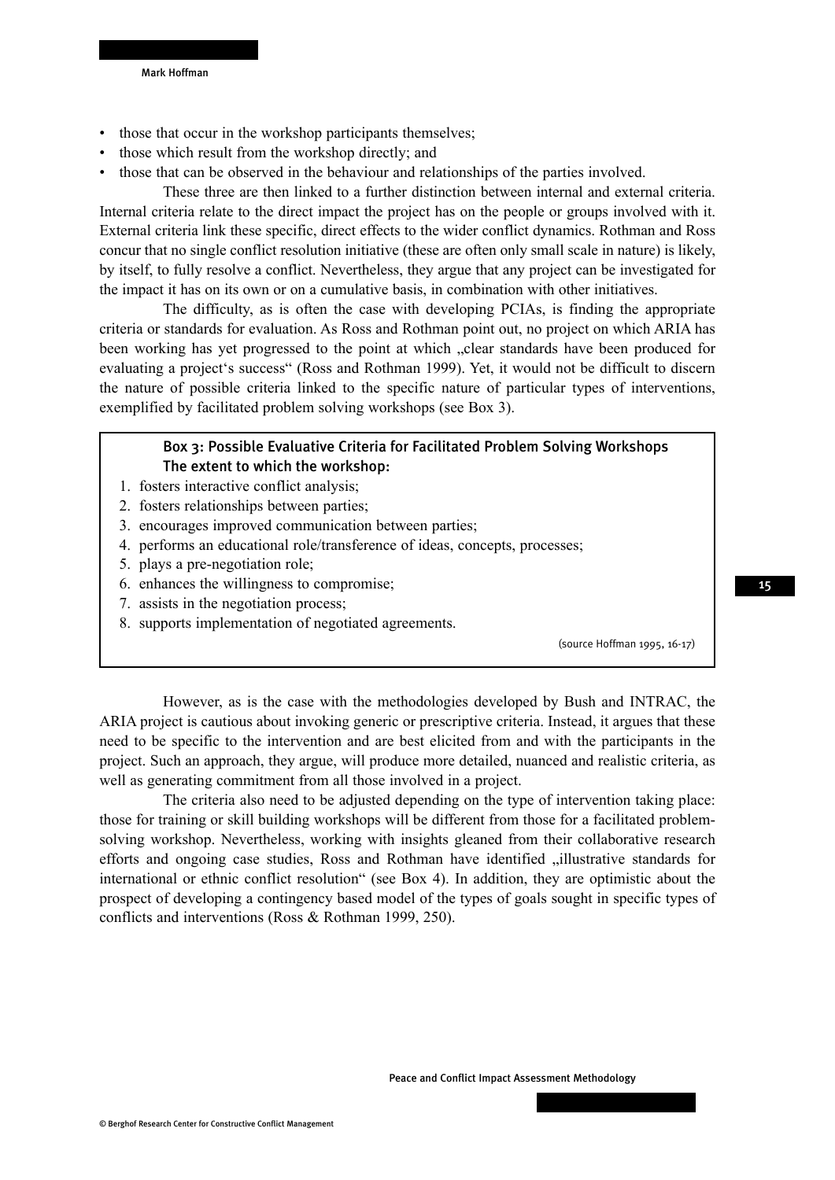- those that occur in the workshop participants themselves;
- those which result from the workshop directly; and
- those that can be observed in the behaviour and relationships of the parties involved.

These three are then linked to a further distinction between internal and external criteria. Internal criteria relate to the direct impact the project has on the people or groups involved with it. External criteria link these specific, direct effects to the wider conflict dynamics. Rothman and Ross concur that no single conflict resolution initiative (these are often only small scale in nature) is likely, by itself, to fully resolve a conflict. Nevertheless, they argue that any project can be investigated for the impact it has on its own or on a cumulative basis, in combination with other initiatives.

The difficulty, as is often the case with developing PCIAs, is finding the appropriate criteria or standards for evaluation. As Ross and Rothman point out, no project on which ARIA has been working has yet progressed to the point at which „clear standards have been produced for evaluating a project's success" (Ross and Rothman 1999). Yet, it would not be difficult to discern the nature of possible criteria linked to the specific nature of particular types of interventions, exemplified by facilitated problem solving workshops (see Box 3).

> **Box 3: Possible Evaluative Criteria for Facilitated Problem Solving Workshops**
> **The extent to which the workshop:**
>
> 1. fosters interactive conflict analysis;
> 2. fosters relationships between parties;
> 3. encourages improved communication between parties;
> 4. performs an educational role/transference of ideas, concepts, processes;
> 5. plays a pre-negotiation role;
> 6. enhances the willingness to compromise;
> 7. assists in the negotiation process;
> 8. supports implementation of negotiated agreements.
>
> (source Hoffman 1995, 16-17)

However, as is the case with the methodologies developed by Bush and INTRAC, the ARIA project is cautious about invoking generic or prescriptive criteria. Instead, it argues that these need to be specific to the intervention and are best elicited from and with the participants in the project. Such an approach, they argue, will produce more detailed, nuanced and realistic criteria, as well as generating commitment from all those involved in a project.

The criteria also need to be adjusted depending on the type of intervention taking place: those for training or skill building workshops will be different from those for a facilitated problem-solving workshop. Nevertheless, working with insights gleaned from their collaborative research efforts and ongoing case studies, Ross and Rothman have identified „illustrative standards for international or ethnic conflict resolution" (see Box 4). In addition, they are optimistic about the prospect of developing a contingency based model of the types of goals sought in specific types of conflicts and interventions (Ross & Rothman 1999, 250).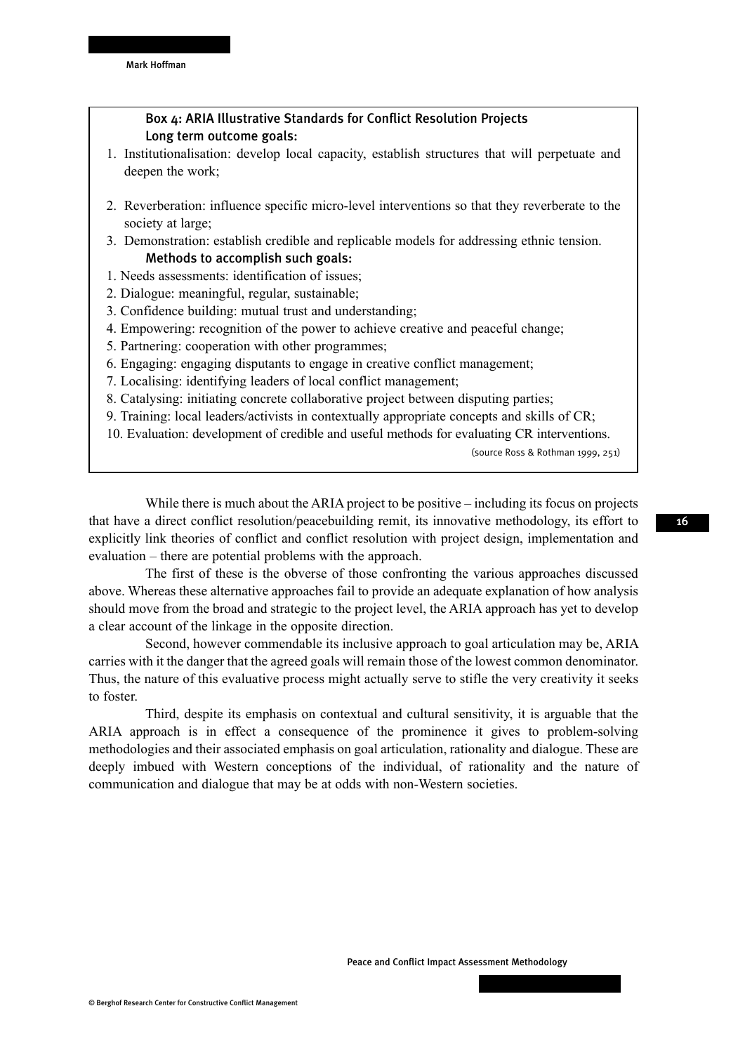### Box 4: ARIA Illustrative Standards for Conflict Resolution Projects

**Long term outcome goals:**

1. Institutionalisation: develop local capacity, establish structures that will perpetuate and deepen the work;
2. Reverberation: influence specific micro-level interventions so that they reverberate to the society at large;
3. Demonstration: establish credible and replicable models for addressing ethnic tension.

**Methods to accomplish such goals:**

1. Needs assessments: identification of issues;
2. Dialogue: meaningful, regular, sustainable;
3. Confidence building: mutual trust and understanding;
4. Empowering: recognition of the power to achieve creative and peaceful change;
5. Partnering: cooperation with other programmes;
6. Engaging: engaging disputants to engage in creative conflict management;
7. Localising: identifying leaders of local conflict management;
8. Catalysing: initiating concrete collaborative project between disputing parties;
9. Training: local leaders/activists in contextually appropriate concepts and skills of CR;
10. Evaluation: development of credible and useful methods for evaluating CR interventions.

(source Ross & Rothman 1999, 251)

While there is much about the ARIA project to be positive – including its focus on projects that have a direct conflict resolution/peacebuilding remit, its innovative methodology, its effort to explicitly link theories of conflict and conflict resolution with project design, implementation and evaluation – there are potential problems with the approach.

The first of these is the obverse of those confronting the various approaches discussed above. Whereas these alternative approaches fail to provide an adequate explanation of how analysis should move from the broad and strategic to the project level, the ARIA approach has yet to develop a clear account of the linkage in the opposite direction.

Second, however commendable its inclusive approach to goal articulation may be, ARIA carries with it the danger that the agreed goals will remain those of the lowest common denominator. Thus, the nature of this evaluative process might actually serve to stifle the very creativity it seeks to foster.

Third, despite its emphasis on contextual and cultural sensitivity, it is arguable that the ARIA approach is in effect a consequence of the prominence it gives to problem-solving methodologies and their associated emphasis on goal articulation, rationality and dialogue. These are deeply imbued with Western conceptions of the individual, of rationality and the nature of communication and dialogue that may be at odds with non-Western societies.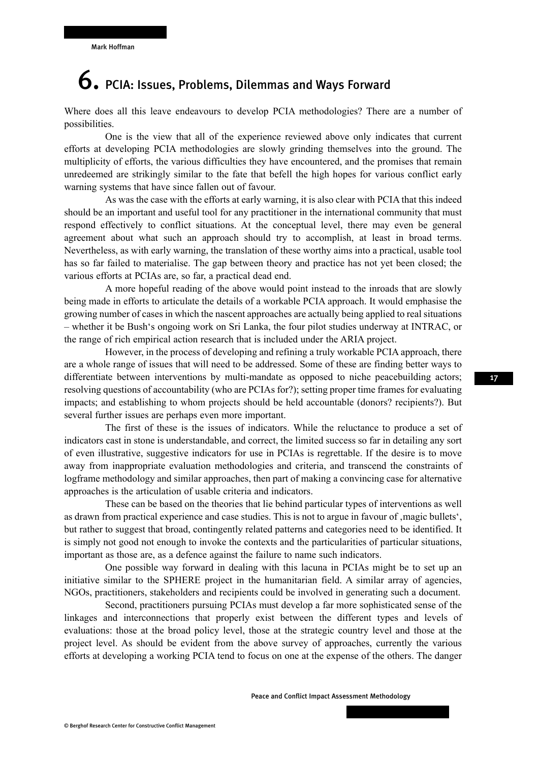# 6. PCIA: Issues, Problems, Dilemmas and Ways Forward

Where does all this leave endeavours to develop PCIA methodologies? There are a number of possibilities.

One is the view that all of the experience reviewed above only indicates that current efforts at developing PCIA methodologies are slowly grinding themselves into the ground. The multiplicity of efforts, the various difficulties they have encountered, and the promises that remain unredeemed are strikingly similar to the fate that befell the high hopes for various conflict early warning systems that have since fallen out of favour.

As was the case with the efforts at early warning, it is also clear with PCIA that this indeed should be an important and useful tool for any practitioner in the international community that must respond effectively to conflict situations. At the conceptual level, there may even be general agreement about what such an approach should try to accomplish, at least in broad terms. Nevertheless, as with early warning, the translation of these worthy aims into a practical, usable tool has so far failed to materialise. The gap between theory and practice has not yet been closed; the various efforts at PCIAs are, so far, a practical dead end.

A more hopeful reading of the above would point instead to the inroads that are slowly being made in efforts to articulate the details of a workable PCIA approach. It would emphasise the growing number of cases in which the nascent approaches are actually being applied to real situations – whether it be Bush's ongoing work on Sri Lanka, the four pilot studies underway at INTRAC, or the range of rich empirical action research that is included under the ARIA project.

However, in the process of developing and refining a truly workable PCIA approach, there are a whole range of issues that will need to be addressed. Some of these are finding better ways to differentiate between interventions by multi-mandate as opposed to niche peacebuilding actors; resolving questions of accountability (who are PCIAs for?); setting proper time frames for evaluating impacts; and establishing to whom projects should be held accountable (donors? recipients?). But several further issues are perhaps even more important.

The first of these is the issues of indicators. While the reluctance to produce a set of indicators cast in stone is understandable, and correct, the limited success so far in detailing any sort of even illustrative, suggestive indicators for use in PCIAs is regrettable. If the desire is to move away from inappropriate evaluation methodologies and criteria, and transcend the constraints of logframe methodology and similar approaches, then part of making a convincing case for alternative approaches is the articulation of usable criteria and indicators.

These can be based on the theories that lie behind particular types of interventions as well as drawn from practical experience and case studies. This is not to argue in favour of ‚magic bullets', but rather to suggest that broad, contingently related patterns and categories need to be identified. It is simply not good not enough to invoke the contexts and the particularities of particular situations, important as those are, as a defence against the failure to name such indicators.

One possible way forward in dealing with this lacuna in PCIAs might be to set up an initiative similar to the SPHERE project in the humanitarian field. A similar array of agencies, NGOs, practitioners, stakeholders and recipients could be involved in generating such a document.

Second, practitioners pursuing PCIAs must develop a far more sophisticated sense of the linkages and interconnections that properly exist between the different types and levels of evaluations: those at the broad policy level, those at the strategic country level and those at the project level. As should be evident from the above survey of approaches, currently the various efforts at developing a working PCIA tend to focus on one at the expense of the others. The danger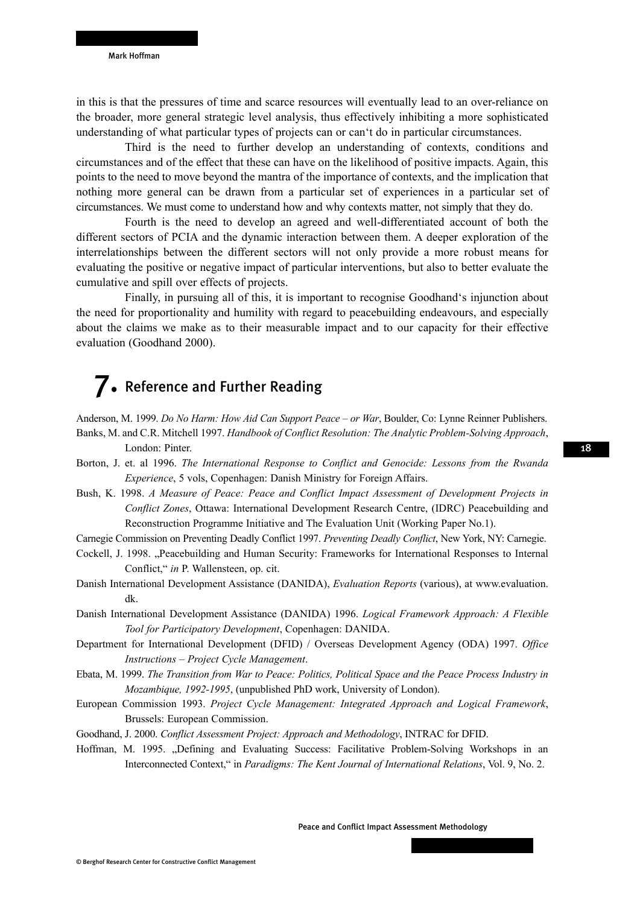in this is that the pressures of time and scarce resources will eventually lead to an over-reliance on the broader, more general strategic level analysis, thus effectively inhibiting a more sophisticated understanding of what particular types of projects can or can't do in particular circumstances.

Third is the need to further develop an understanding of contexts, conditions and circumstances and of the effect that these can have on the likelihood of positive impacts. Again, this points to the need to move beyond the mantra of the importance of contexts, and the implication that nothing more general can be drawn from a particular set of experiences in a particular set of circumstances. We must come to understand how and why contexts matter, not simply that they do.

Fourth is the need to develop an agreed and well-differentiated account of both the different sectors of PCIA and the dynamic interaction between them. A deeper exploration of the interrelationships between the different sectors will not only provide a more robust means for evaluating the positive or negative impact of particular interventions, but also to better evaluate the cumulative and spill over effects of projects.

Finally, in pursuing all of this, it is important to recognise Goodhand's injunction about the need for proportionality and humility with regard to peacebuilding endeavours, and especially about the claims we make as to their measurable impact and to our capacity for their effective evaluation (Goodhand 2000).

# 7. Reference and Further Reading

Anderson, M. 1999. *Do No Harm: How Aid Can Support Peace – or War*, Boulder, Co: Lynne Reinner Publishers.

Banks, M. and C.R. Mitchell 1997. *Handbook of Conflict Resolution: The Analytic Problem-Solving Approach*, London: Pinter.

Borton, J. et. al 1996. *The International Response to Conflict and Genocide: Lessons from the Rwanda Experience*, 5 vols, Copenhagen: Danish Ministry for Foreign Affairs.

Bush, K. 1998. *A Measure of Peace: Peace and Conflict Impact Assessment of Development Projects in Conflict Zones*, Ottawa: International Development Research Centre, (IDRC) Peacebuilding and Reconstruction Programme Initiative and The Evaluation Unit (Working Paper No.1).

Carnegie Commission on Preventing Deadly Conflict 1997. *Preventing Deadly Conflict*, New York, NY: Carnegie.

Cockell, J. 1998. „Peacebuilding and Human Security: Frameworks for International Responses to Internal Conflict," *in* P. Wallensteen, op. cit.

Danish International Development Assistance (DANIDA), *Evaluation Reports* (various), at www.evaluation.dk.

Danish International Development Assistance (DANIDA) 1996. *Logical Framework Approach: A Flexible Tool for Participatory Development*, Copenhagen: DANIDA.

Department for International Development (DFID) / Overseas Development Agency (ODA) 1997. *Office Instructions – Project Cycle Management*.

Ebata, M. 1999. *The Transition from War to Peace: Politics, Political Space and the Peace Process Industry in Mozambique, 1992-1995*, (unpublished PhD work, University of London).

European Commission 1993. *Project Cycle Management: Integrated Approach and Logical Framework*, Brussels: European Commission.

Goodhand, J. 2000. *Conflict Assessment Project: Approach and Methodology*, INTRAC for DFID.

Hoffman, M. 1995. „Defining and Evaluating Success: Facilitative Problem-Solving Workshops in an Interconnected Context," in *Paradigms: The Kent Journal of International Relations*, Vol. 9, No. 2.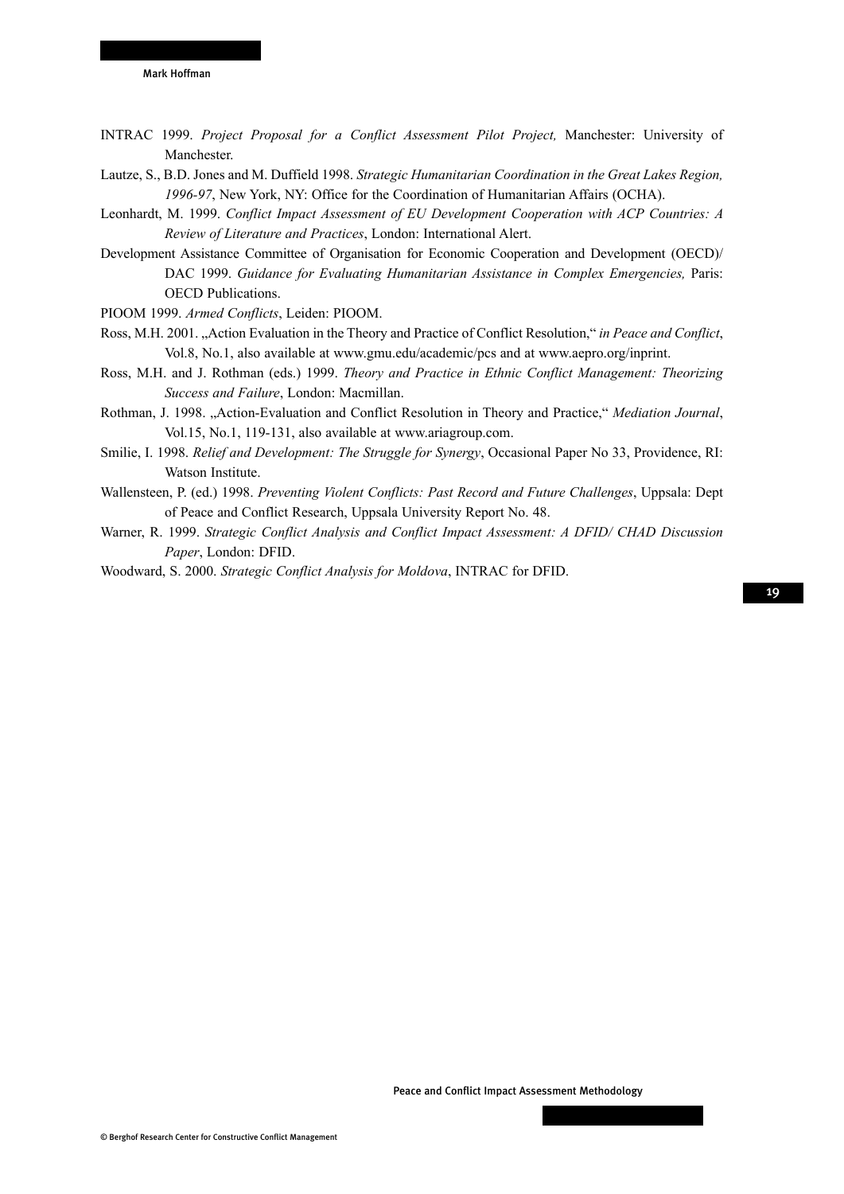INTRAC 1999. *Project Proposal for a Conflict Assessment Pilot Project,* Manchester: University of Manchester.

Lautze, S., B.D. Jones and M. Duffield 1998. *Strategic Humanitarian Coordination in the Great Lakes Region, 1996-97*, New York, NY: Office for the Coordination of Humanitarian Affairs (OCHA).

Leonhardt, M. 1999. *Conflict Impact Assessment of EU Development Cooperation with ACP Countries: A Review of Literature and Practices*, London: International Alert.

Development Assistance Committee of Organisation for Economic Cooperation and Development (OECD)/ DAC 1999. *Guidance for Evaluating Humanitarian Assistance in Complex Emergencies,* Paris: OECD Publications.

PIOOM 1999. *Armed Conflicts*, Leiden: PIOOM.

Ross, M.H. 2001. „Action Evaluation in the Theory and Practice of Conflict Resolution," *in Peace and Conflict*, Vol.8, No.1, also available at www.gmu.edu/academic/pcs and at www.aepro.org/inprint.

Ross, M.H. and J. Rothman (eds.) 1999. *Theory and Practice in Ethnic Conflict Management: Theorizing Success and Failure*, London: Macmillan.

Rothman, J. 1998. „Action-Evaluation and Conflict Resolution in Theory and Practice," *Mediation Journal*, Vol.15, No.1, 119-131, also available at www.ariagroup.com.

Smilie, I. 1998. *Relief and Development: The Struggle for Synergy*, Occasional Paper No 33, Providence, RI: Watson Institute.

Wallensteen, P. (ed.) 1998. *Preventing Violent Conflicts: Past Record and Future Challenges*, Uppsala: Dept of Peace and Conflict Research, Uppsala University Report No. 48.

Warner, R. 1999. *Strategic Conflict Analysis and Conflict Impact Assessment: A DFID/ CHAD Discussion Paper*, London: DFID.

Woodward, S. 2000. *Strategic Conflict Analysis for Moldova*, INTRAC for DFID.